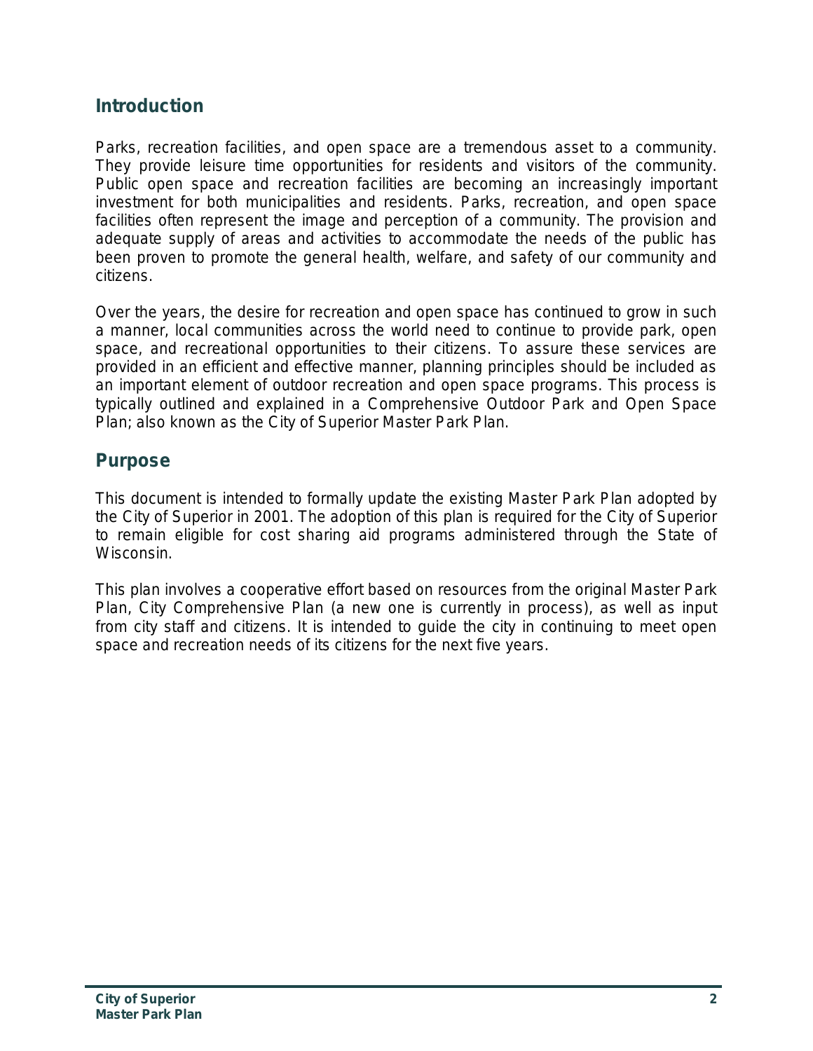## Introduction

Parks, recreation facilities, and open space are a tremendous asset to a community. They provide leisure time opportunities for residents and visitors of the community. Public open space and recreation facilities are becoming an increasingly important investment for both municipalities and residents. Parks, recreation, and open space facilities often represent the image and perception of a community. The provision and adequate supply of areas and activities to accommodate the needs of the public has been proven to promote the general health, welfare, and safety of our community and citizens.

Over the years, the desire for recreation and open space has continued to grow in such a manner, local communities across the world need to continue to provide park, open space, and recreational opportunities to their citizens. To assure these services are provided in an efficient and effective manner, planning principles should be included as an important element of outdoor recreation and open space programs. This process is typically outlined and explained in a Comprehensive Outdoor Park and Open Space Plan; also known as the City of Superior Master Park Plan.

## Purpose

This document is intended to formally update the existing Master Park Plan adopted by the City of Superior in 2001. The adoption of this plan is required for the City of Superior to remain eligible for cost sharing aid programs administered through the State of Wisconsin.

This plan involves a cooperative effort based on resources from the original Master Park Plan, City Comprehensive Plan (a new one is currently in process), as well as input from city staff and citizens. It is intended to guide the city in continuing to meet open space and recreation needs of its citizens for the next five years.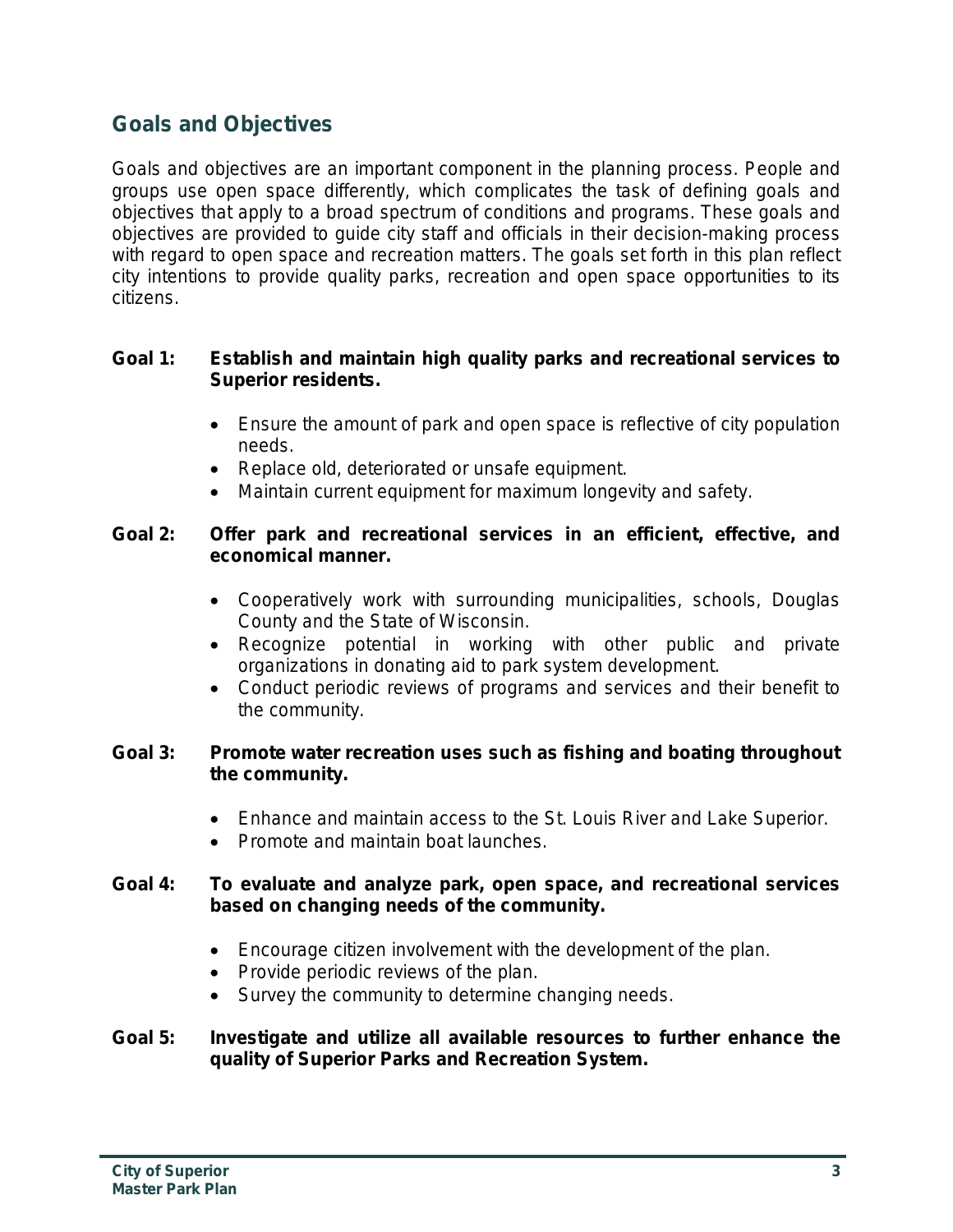## Goals and Objectives

Goals and objectives are an important component in the planning process. People and groups use open space differently, which complicates the task of defining goals and objectives that apply to a broad spectrum of conditions and programs. These goals and objectives are provided to guide city staff and officials in their decision-making process with regard to open space and recreation matters. The goals set forth in this plan reflect city intentions to provide quality parks, recreation and open space opportunities to its citizens.

**Goal 1: Establish and maintain high quality parks and recreational services to Superior residents.**

- Ensure the amount of park and open space is reflective of city population needs.
- Replace old, deteriorated or unsafe equipment.
- Maintain current equipment for maximum longevity and safety.

**Goal 2: Offer park and recreational services in an efficient, effective, and economical manner.**

- Cooperatively work with surrounding municipalities, schools, Douglas County and the State of Wisconsin.
- Recognize potential in working with other public and private organizations in donating aid to park system development.
- Conduct periodic reviews of programs and services and their benefit to the community.

**Goal 3: Promote water recreation uses such as fishing and boating throughout the community.**

- Enhance and maintain access to the St. Louis River and Lake Superior.
- Promote and maintain boat launches.

**Goal 4: To evaluate and analyze park, open space, and recreational services based on changing needs of the community.**

- Encourage citizen involvement with the development of the plan.
- Provide periodic reviews of the plan.
- Survey the community to determine changing needs.

**Goal 5: Investigate and utilize all available resources to further enhance the quality of Superior Parks and Recreation System.**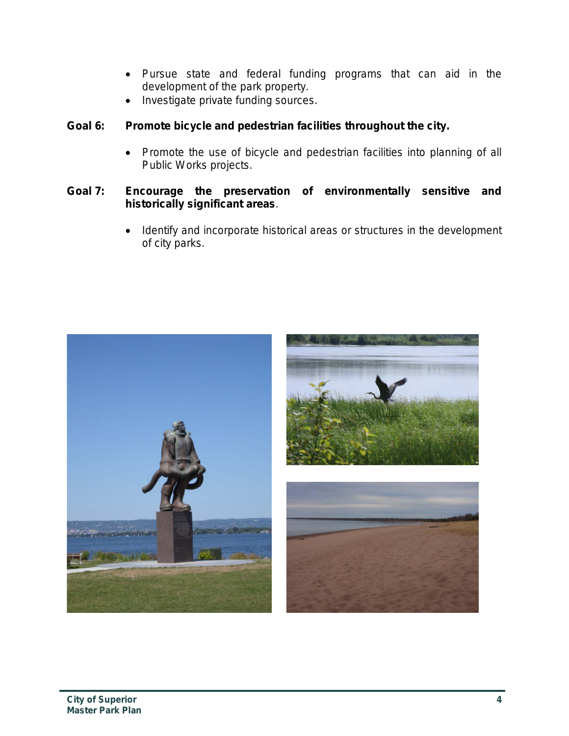- Pursue state and federal funding programs that can aid in the development of the park property.
- Investigate private funding sources.

**Goal 6: Promote bicycle and pedestrian facilities throughout the city.**

- Promote the use of bicycle and pedestrian facilities into planning of all Public Works projects.

**Goal 7: Encourage the preservation of environmentally sensitive and historically significant areas**.

- Identify and incorporate historical areas or structures in the development of city parks.